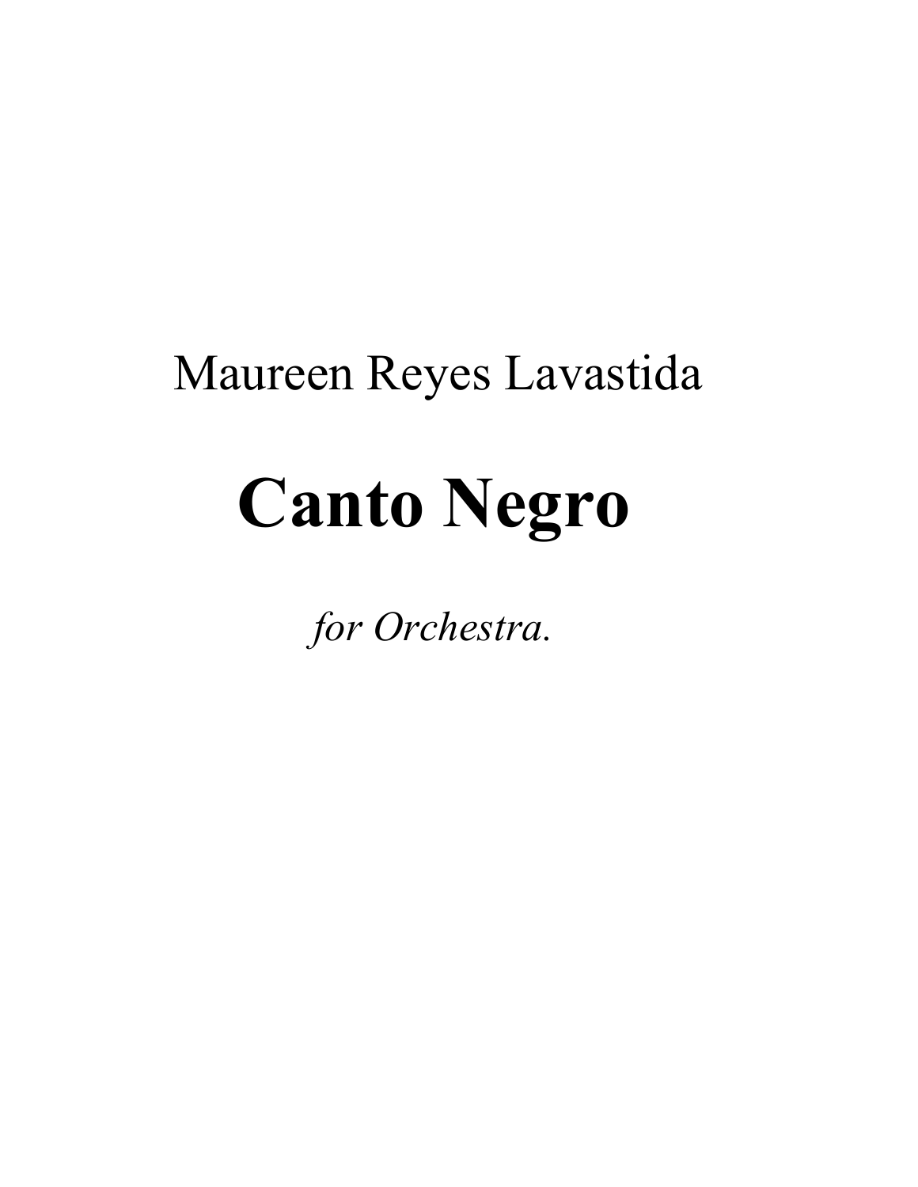Maureen Reyes Lavastida

# Canto Negro

*for Orchestra.*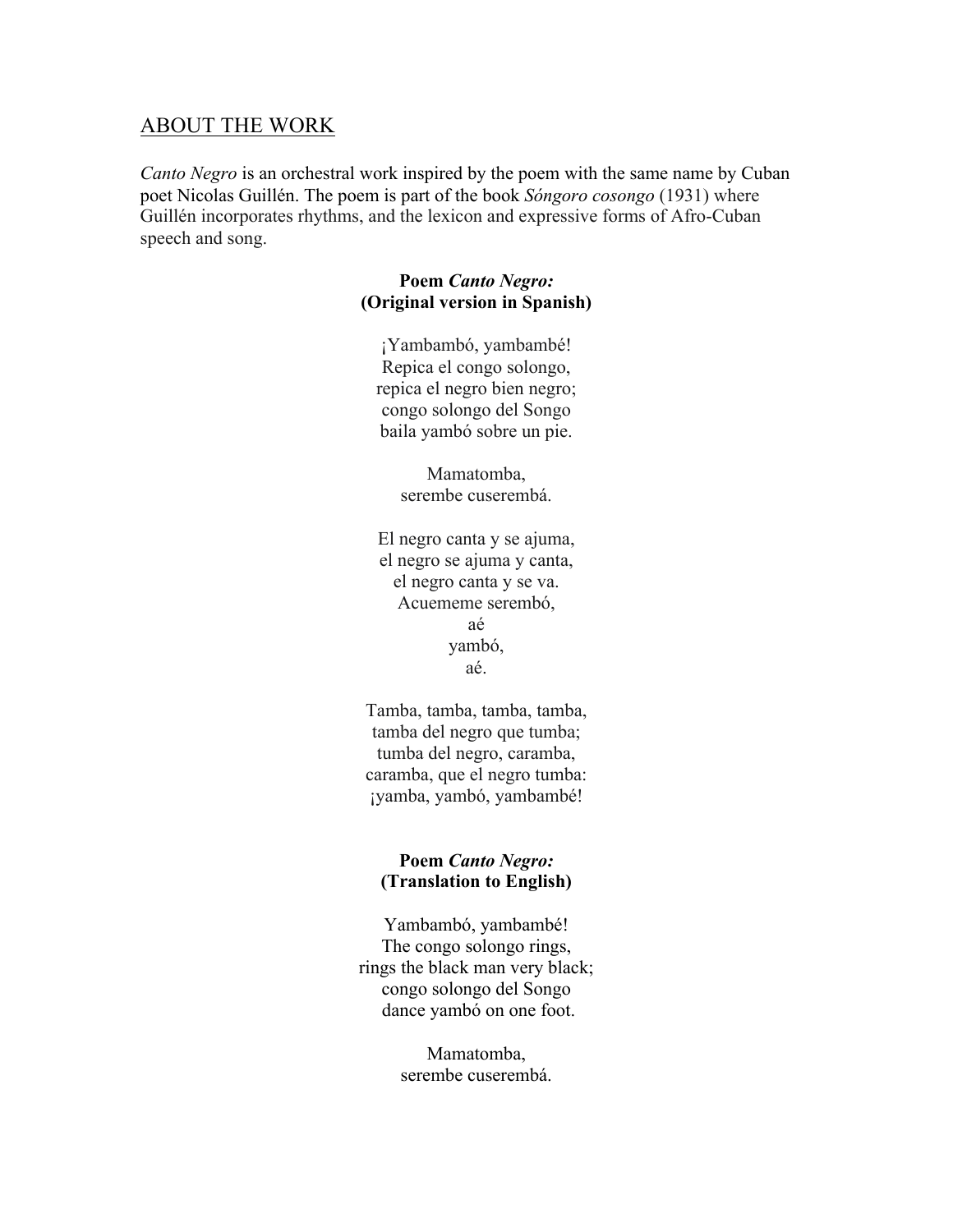## ABOUT THE WORK

*Canto Negro* is an orchestral work inspired by the poem with the same name by Cuban poet Nicolas Guillén. The poem is part of the book *Sóngoro cosongo* (1931) where Guillén incorporates rhythms, and the lexicon and expressive forms of Afro-Cuban speech and song.

**Poem *Canto Negro:***
**(Original version in Spanish)**

¡Yambambó, yambambé!
Repica el congo solongo,
repica el negro bien negro;
congo solongo del Songo
baila yambó sobre un pie.

Mamatomba,
serembe cuserembá.

El negro canta y se ajuma,
el negro se ajuma y canta,
el negro canta y se va.
Acuememe serembó,
aé
yambó,
aé.

Tamba, tamba, tamba, tamba,
tamba del negro que tumba;
tumba del negro, caramba,
caramba, que el negro tumba:
¡yamba, yambó, yambambé!

**Poem *Canto Negro:***
**(Translation to English)**

Yambambó, yambambé!
The congo solongo rings,
rings the black man very black;
congo solongo del Songo
dance yambó on one foot.

Mamatomba,
serembe cuserembá.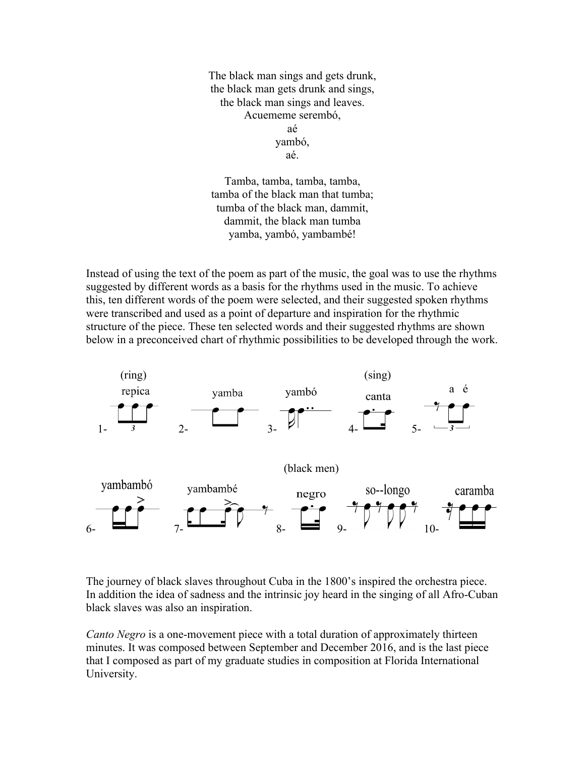The black man sings and gets drunk,
the black man gets drunk and sings,
the black man sings and leaves.
Acuememe serembó,
aé
yambó,
aé.

Tamba, tamba, tamba, tamba,
tamba of the black man that tumba;
tumba of the black man, dammit,
dammit, the black man tumba
yamba, yambó, yambambé!

Instead of using the text of the poem as part of the music, the goal was to use the rhythms suggested by different words as a basis for the rhythms used in the music. To achieve this, ten different words of the poem were selected, and their suggested spoken rhythms were transcribed and used as a point of departure and inspiration for the rhythmic structure of the piece. These ten selected words and their suggested rhythms are shown below in a preconceived chart of rhythmic possibilities to be developed through the work.

1- (ring) repica
2- yamba
3- yambó
4- (sing) canta
5- a é
6- yambambó
7- yambambé
8- (black men) negro
9- so--longo
10- caramba

The journey of black slaves throughout Cuba in the 1800's inspired the orchestra piece. In addition the idea of sadness and the intrinsic joy heard in the singing of all Afro-Cuban black slaves was also an inspiration.

*Canto Negro* is a one-movement piece with a total duration of approximately thirteen minutes. It was composed between September and December 2016, and is the last piece that I composed as part of my graduate studies in composition at Florida International University.